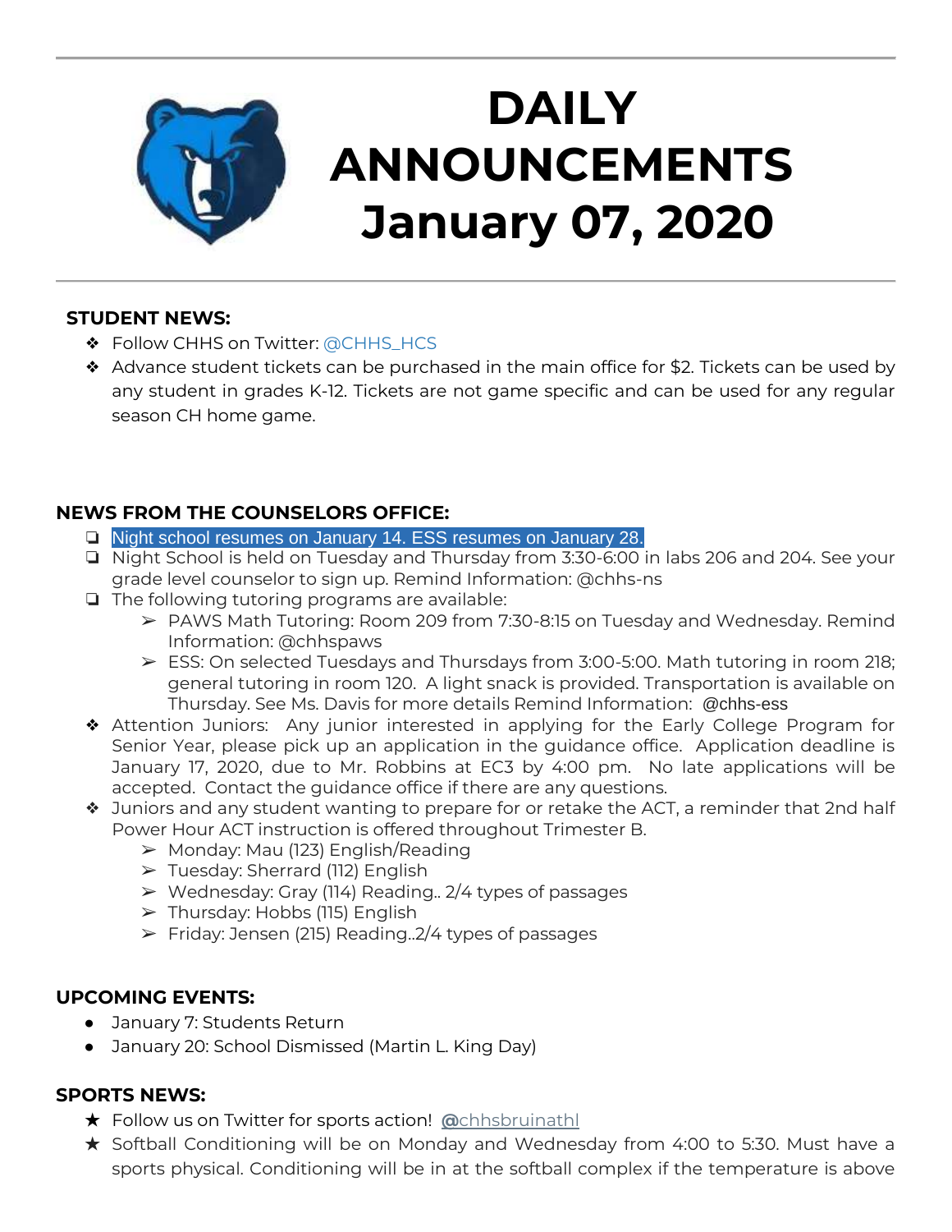# DAILY ANNOUNCEMENTS January 07, 2020

## STUDENT NEWS:

- Follow CHHS on Twitter: @CHHS_HCS
- Advance student tickets can be purchased in the main office for $2. Tickets can be used by any student in grades K-12. Tickets are not game specific and can be used for any regular season CH home game.

## NEWS FROM THE COUNSELORS OFFICE:

- Night school resumes on January 14. ESS resumes on January 28.
- Night School is held on Tuesday and Thursday from 3:30-6:00 in labs 206 and 204. See your grade level counselor to sign up. Remind Information: @chhs-ns
- The following tutoring programs are available:
  - PAWS Math Tutoring: Room 209 from 7:30-8:15 on Tuesday and Wednesday. Remind Information: @chhspaws
  - ESS: On selected Tuesdays and Thursdays from 3:00-5:00. Math tutoring in room 218; general tutoring in room 120. A light snack is provided. Transportation is available on Thursday. See Ms. Davis for more details Remind Information: @chhs-ess
- Attention Juniors: Any junior interested in applying for the Early College Program for Senior Year, please pick up an application in the guidance office. Application deadline is January 17, 2020, due to Mr. Robbins at EC3 by 4:00 pm. No late applications will be accepted. Contact the guidance office if there are any questions.
- Juniors and any student wanting to prepare for or retake the ACT, a reminder that 2nd half Power Hour ACT instruction is offered throughout Trimester B.
  - Monday: Mau (123) English/Reading
  - Tuesday: Sherrard (112) English
  - Wednesday: Gray (114) Reading.. 2/4 types of passages
  - Thursday: Hobbs (115) English
  - Friday: Jensen (215) Reading..2/4 types of passages

## UPCOMING EVENTS:

- January 7: Students Return
- January 20: School Dismissed (Martin L. King Day)

## SPORTS NEWS:

- Follow us on Twitter for sports action! @chhsbruinathl
- Softball Conditioning will be on Monday and Wednesday from 4:00 to 5:30. Must have a sports physical. Conditioning will be in at the softball complex if the temperature is above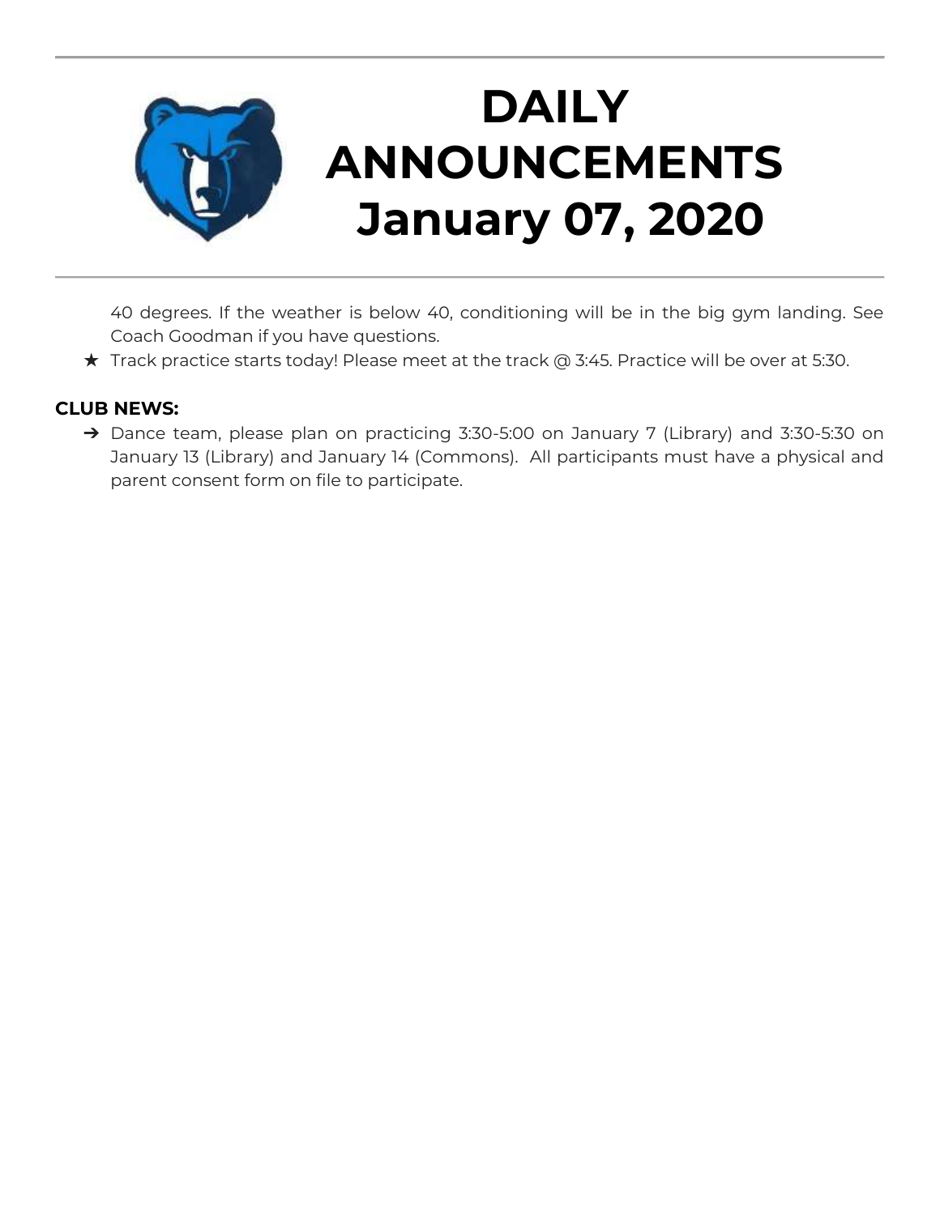40 degrees. If the weather is below 40, conditioning will be in the big gym landing. See Coach Goodman if you have questions.

- Track practice starts today! Please meet at the track @ 3:45. Practice will be over at 5:30.

**CLUB NEWS:**

- Dance team, please plan on practicing 3:30-5:00 on January 7 (Library) and 3:30-5:30 on January 13 (Library) and January 14 (Commons). All participants must have a physical and parent consent form on file to participate.